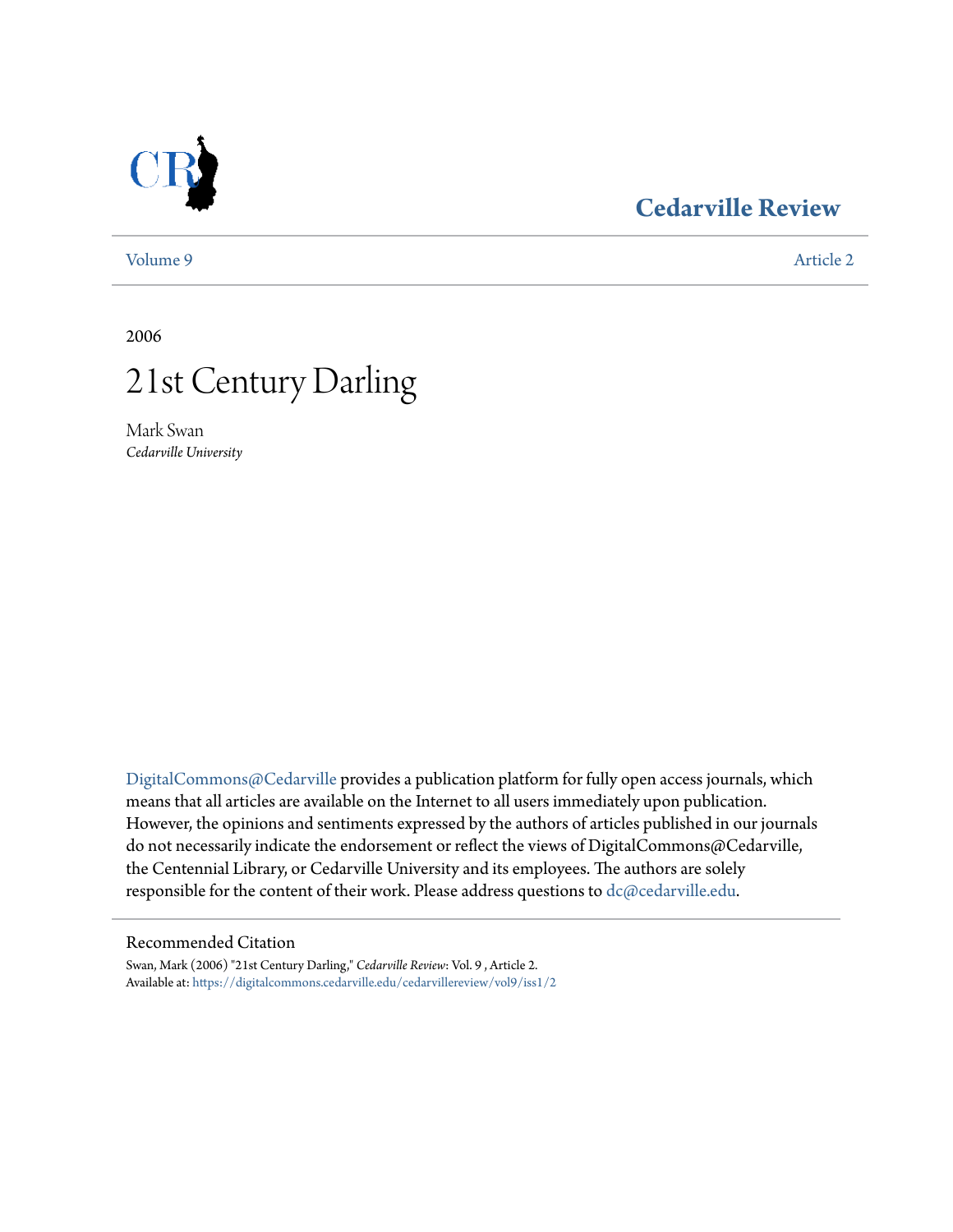Cedarville Review

Volume 9 Article 2

2006

# 21st Century Darling

Mark Swan
*Cedarville University*

DigitalCommons@Cedarville provides a publication platform for fully open access journals, which means that all articles are available on the Internet to all users immediately upon publication. However, the opinions and sentiments expressed by the authors of articles published in our journals do not necessarily indicate the endorsement or reflect the views of DigitalCommons@Cedarville, the Centennial Library, or Cedarville University and its employees. The authors are solely responsible for the content of their work. Please address questions to dc@cedarville.edu.

## Recommended Citation

Swan, Mark (2006) "21st Century Darling," *Cedarville Review*: Vol. 9 , Article 2.
Available at: https://digitalcommons.cedarville.edu/cedarvillereview/vol9/iss1/2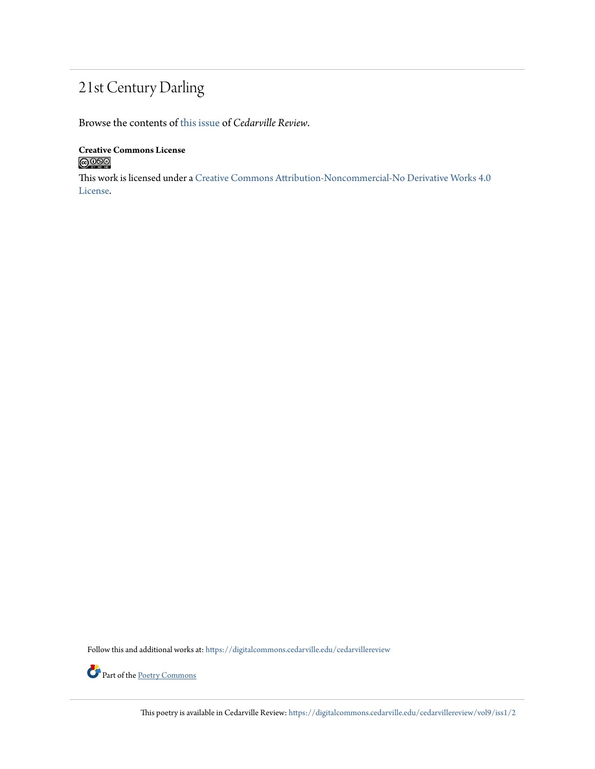# 21st Century Darling

Browse the contents of this issue of *Cedarville Review*.

**Creative Commons License**

This work is licensed under a Creative Commons Attribution-Noncommercial-No Derivative Works 4.0 License.

Follow this and additional works at: https://digitalcommons.cedarville.edu/cedarvillereview

Part of the Poetry Commons

This poetry is available in Cedarville Review: https://digitalcommons.cedarville.edu/cedarvillereview/vol9/iss1/2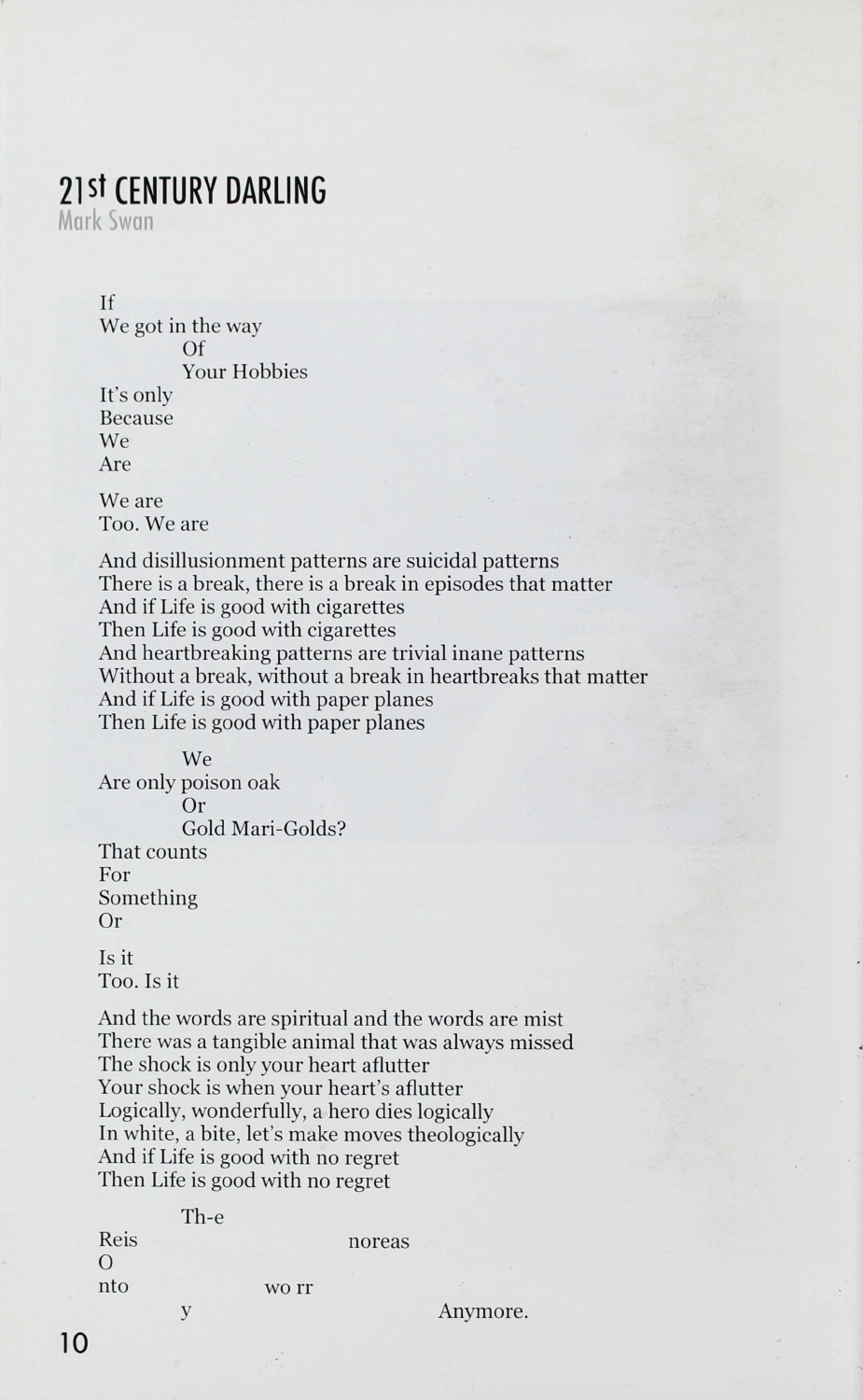## 21st CENTURY DARLING

Mark Swan

If
We got in the way
        Of
        Your Hobbies
It's only
Because
We
Are

We are
Too. We are

And disillusionment patterns are suicidal patterns
There is a break, there is a break in episodes that matter
And if Life is good with cigarettes
Then Life is good with cigarettes
And heartbreaking patterns are trivial inane patterns
Without a break, without a break in heartbreaks that matter
And if Life is good with paper planes
Then Life is good with paper planes

        We
Are only poison oak
        Or
        Gold Mari-Golds?
That counts
For
Something
Or

Is it
Too. Is it

And the words are spiritual and the words are mist
There was a tangible animal that was always missed
The shock is only your heart aflutter
Your shock is when your heart's aflutter
Logically, wonderfully, a hero dies logically
In white, a bite, let's make moves theologically
And if Life is good with no regret
Then Life is good with no regret

        Th-e
Reis                    noreas
O
nto          wo rr
        y                    Anymore.